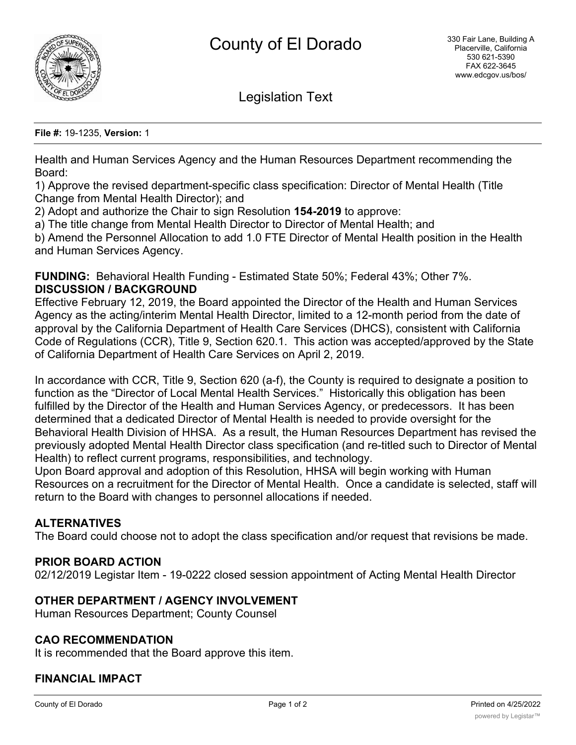# County of El Dorado

330 Fair Lane, Building A
Placerville, California
530 621-5390
FAX 622-3645
www.edcgov.us/bos/

## Legislation Text

**File #:** 19-1235, **Version:** 1

Health and Human Services Agency and the Human Resources Department recommending the Board:

1) Approve the revised department-specific class specification: Director of Mental Health (Title Change from Mental Health Director); and

2) Adopt and authorize the Chair to sign Resolution **154-2019** to approve:

a) The title change from Mental Health Director to Director of Mental Health; and

b) Amend the Personnel Allocation to add 1.0 FTE Director of Mental Health position in the Health and Human Services Agency.

**FUNDING:** Behavioral Health Funding - Estimated State 50%; Federal 43%; Other 7%.

**DISCUSSION / BACKGROUND**

Effective February 12, 2019, the Board appointed the Director of the Health and Human Services Agency as the acting/interim Mental Health Director, limited to a 12-month period from the date of approval by the California Department of Health Care Services (DHCS), consistent with California Code of Regulations (CCR), Title 9, Section 620.1. This action was accepted/approved by the State of California Department of Health Care Services on April 2, 2019.

In accordance with CCR, Title 9, Section 620 (a-f), the County is required to designate a position to function as the "Director of Local Mental Health Services." Historically this obligation has been fulfilled by the Director of the Health and Human Services Agency, or predecessors. It has been determined that a dedicated Director of Mental Health is needed to provide oversight for the Behavioral Health Division of HHSA. As a result, the Human Resources Department has revised the previously adopted Mental Health Director class specification (and re-titled such to Director of Mental Health) to reflect current programs, responsibilities, and technology.

Upon Board approval and adoption of this Resolution, HHSA will begin working with Human Resources on a recruitment for the Director of Mental Health. Once a candidate is selected, staff will return to the Board with changes to personnel allocations if needed.

**ALTERNATIVES**

The Board could choose not to adopt the class specification and/or request that revisions be made.

**PRIOR BOARD ACTION**

02/12/2019 Legistar Item - 19-0222 closed session appointment of Acting Mental Health Director

**OTHER DEPARTMENT / AGENCY INVOLVEMENT**

Human Resources Department; County Counsel

**CAO RECOMMENDATION**

It is recommended that the Board approve this item.

**FINANCIAL IMPACT**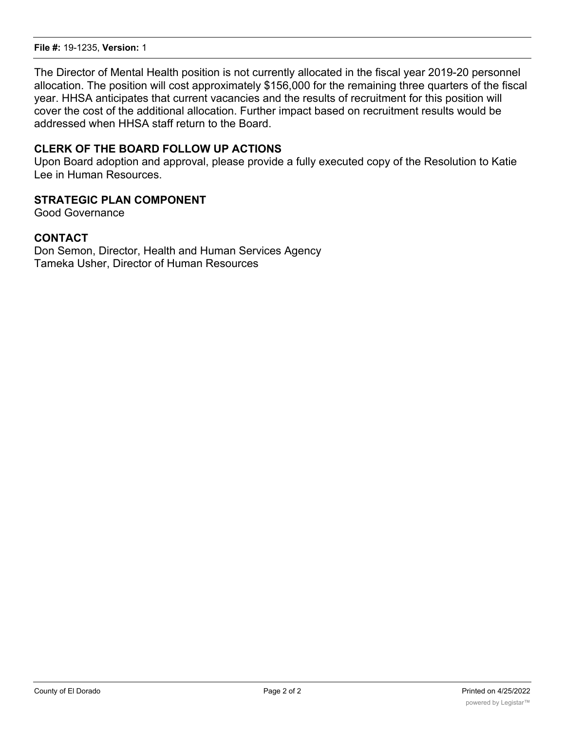The Director of Mental Health position is not currently allocated in the fiscal year 2019-20 personnel allocation. The position will cost approximately $156,000 for the remaining three quarters of the fiscal year. HHSA anticipates that current vacancies and the results of recruitment for this position will cover the cost of the additional allocation. Further impact based on recruitment results would be addressed when HHSA staff return to the Board.

## CLERK OF THE BOARD FOLLOW UP ACTIONS

Upon Board adoption and approval, please provide a fully executed copy of the Resolution to Katie Lee in Human Resources.

## STRATEGIC PLAN COMPONENT

Good Governance

## CONTACT

Don Semon, Director, Health and Human Services Agency
Tameka Usher, Director of Human Resources